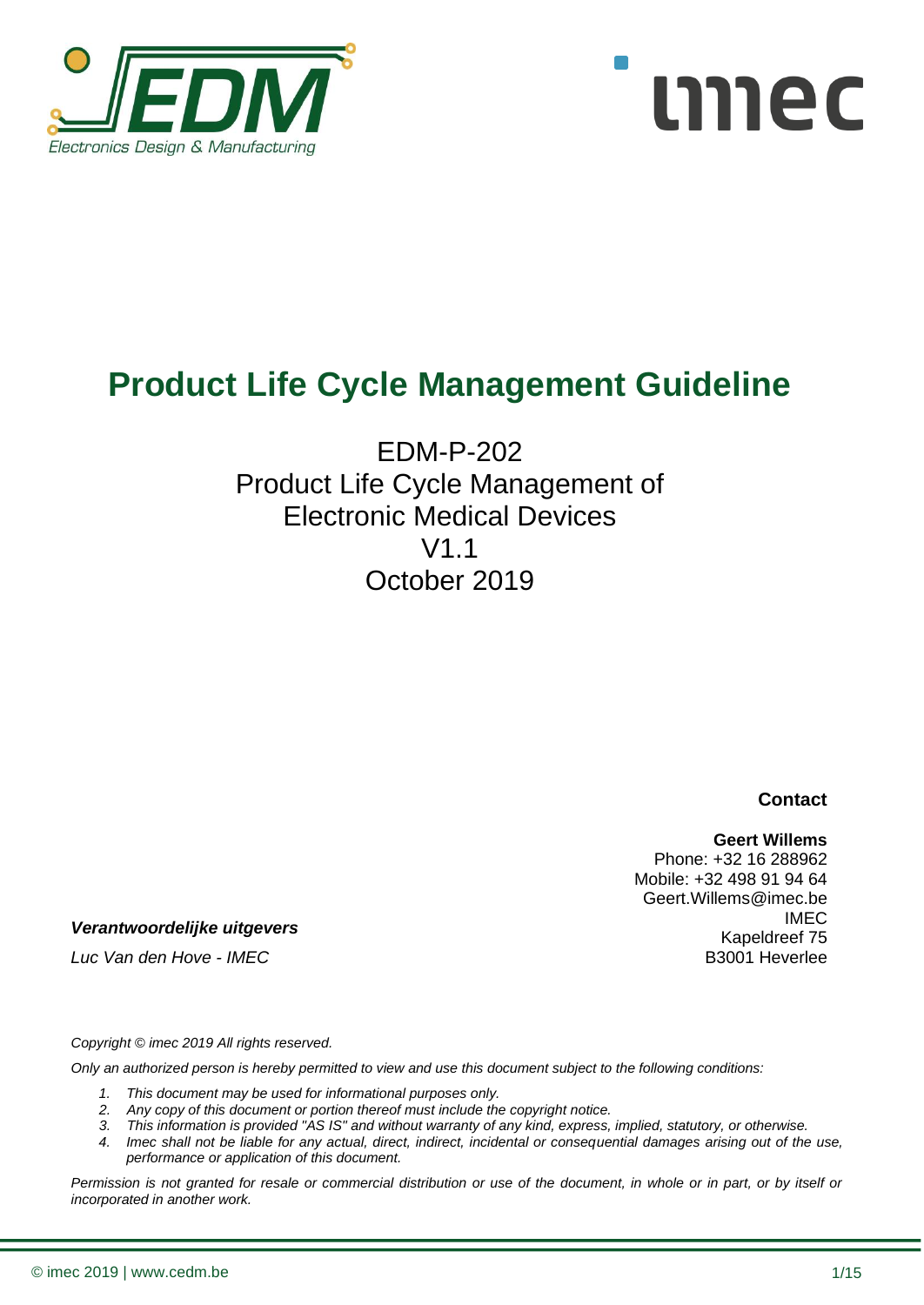# Product Life Cycle Management Guideline

EDM-P-202
Product Life Cycle Management of
Electronic Medical Devices
V1.1
October 2019

**Contact**

**Geert Willems**
Phone: +32 16 288962
Mobile: +32 498 91 94 64
Geert.Willems@imec.be
IMEC
Kapeldreef 75
B3001 Heverlee

***Verantwoordelijke uitgevers***

*Luc Van den Hove - IMEC*

*Copyright © imec 2019 All rights reserved.*

*Only an authorized person is hereby permitted to view and use this document subject to the following conditions:*

1. *This document may be used for informational purposes only.*
2. *Any copy of this document or portion thereof must include the copyright notice.*
3. *This information is provided "AS IS" and without warranty of any kind, express, implied, statutory, or otherwise.*
4. *Imec shall not be liable for any actual, direct, indirect, incidental or consequential damages arising out of the use, performance or application of this document.*

*Permission is not granted for resale or commercial distribution or use of the document, in whole or in part, or by itself or incorporated in another work.*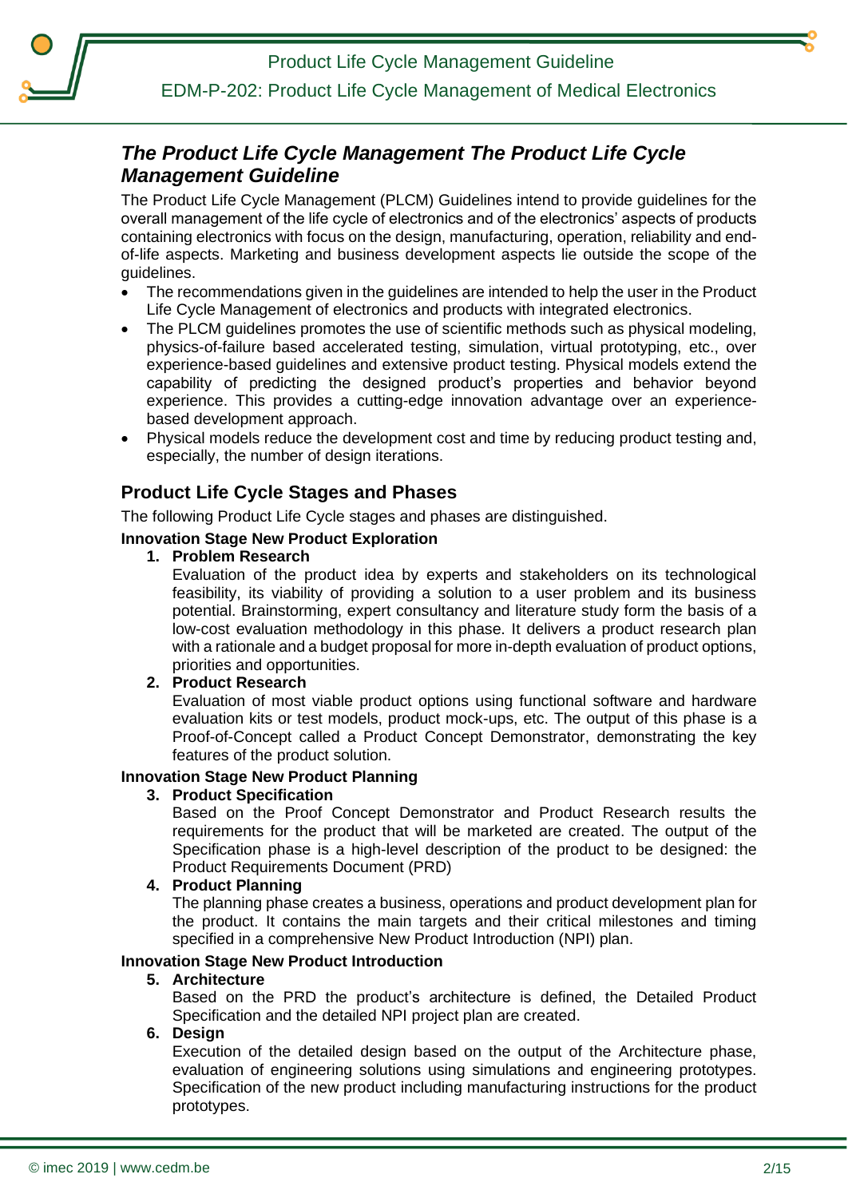## *The Product Life Cycle Management The Product Life Cycle Management Guideline*

The Product Life Cycle Management (PLCM) Guidelines intend to provide guidelines for the overall management of the life cycle of electronics and of the electronics' aspects of products containing electronics with focus on the design, manufacturing, operation, reliability and end-of-life aspects. Marketing and business development aspects lie outside the scope of the guidelines.

- The recommendations given in the guidelines are intended to help the user in the Product Life Cycle Management of electronics and products with integrated electronics.
- The PLCM guidelines promotes the use of scientific methods such as physical modeling, physics-of-failure based accelerated testing, simulation, virtual prototyping, etc., over experience-based guidelines and extensive product testing. Physical models extend the capability of predicting the designed product's properties and behavior beyond experience. This provides a cutting-edge innovation advantage over an experience-based development approach.
- Physical models reduce the development cost and time by reducing product testing and, especially, the number of design iterations.

## Product Life Cycle Stages and Phases

The following Product Life Cycle stages and phases are distinguished.

**Innovation Stage New Product Exploration**

1. **Problem Research**
   Evaluation of the product idea by experts and stakeholders on its technological feasibility, its viability of providing a solution to a user problem and its business potential. Brainstorming, expert consultancy and literature study form the basis of a low-cost evaluation methodology in this phase. It delivers a product research plan with a rationale and a budget proposal for more in-depth evaluation of product options, priorities and opportunities.
2. **Product Research**
   Evaluation of most viable product options using functional software and hardware evaluation kits or test models, product mock-ups, etc. The output of this phase is a Proof-of-Concept called a Product Concept Demonstrator, demonstrating the key features of the product solution.

**Innovation Stage New Product Planning**

3. **Product Specification**
   Based on the Proof Concept Demonstrator and Product Research results the requirements for the product that will be marketed are created. The output of the Specification phase is a high-level description of the product to be designed: the Product Requirements Document (PRD)
4. **Product Planning**
   The planning phase creates a business, operations and product development plan for the product. It contains the main targets and their critical milestones and timing specified in a comprehensive New Product Introduction (NPI) plan.

**Innovation Stage New Product Introduction**

5. **Architecture**
   Based on the PRD the product's architecture is defined, the Detailed Product Specification and the detailed NPI project plan are created.
6. **Design**
   Execution of the detailed design based on the output of the Architecture phase, evaluation of engineering solutions using simulations and engineering prototypes. Specification of the new product including manufacturing instructions for the product prototypes.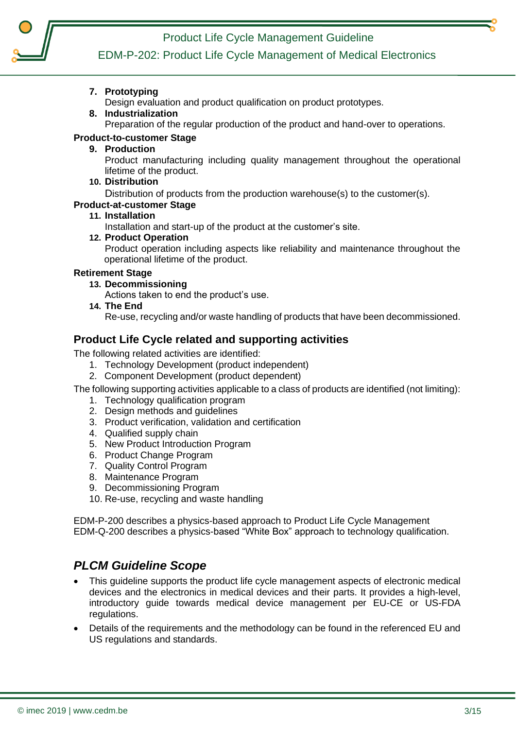7. **Prototyping**
   Design evaluation and product qualification on product prototypes.
8. **Industrialization**
   Preparation of the regular production of the product and hand-over to operations.

**Product-to-customer Stage**

9. **Production**
   Product manufacturing including quality management throughout the operational lifetime of the product.
10. **Distribution**
    Distribution of products from the production warehouse(s) to the customer(s).

**Product-at-customer Stage**

11. **Installation**
    Installation and start-up of the product at the customer's site.
12. **Product Operation**
    Product operation including aspects like reliability and maintenance throughout the operational lifetime of the product.

**Retirement Stage**

13. **Decommissioning**
    Actions taken to end the product's use.
14. **The End**
    Re-use, recycling and/or waste handling of products that have been decommissioned.

## Product Life Cycle related and supporting activities

The following related activities are identified:

1. Technology Development (product independent)
2. Component Development (product dependent)

The following supporting activities applicable to a class of products are identified (not limiting):

1. Technology qualification program
2. Design methods and guidelines
3. Product verification, validation and certification
4. Qualified supply chain
5. New Product Introduction Program
6. Product Change Program
7. Quality Control Program
8. Maintenance Program
9. Decommissioning Program
10. Re-use, recycling and waste handling

EDM-P-200 describes a physics-based approach to Product Life Cycle Management
EDM-Q-200 describes a physics-based "White Box" approach to technology qualification.

## *PLCM Guideline Scope*

- This guideline supports the product life cycle management aspects of electronic medical devices and the electronics in medical devices and their parts. It provides a high-level, introductory guide towards medical device management per EU-CE or US-FDA regulations.
- Details of the requirements and the methodology can be found in the referenced EU and US regulations and standards.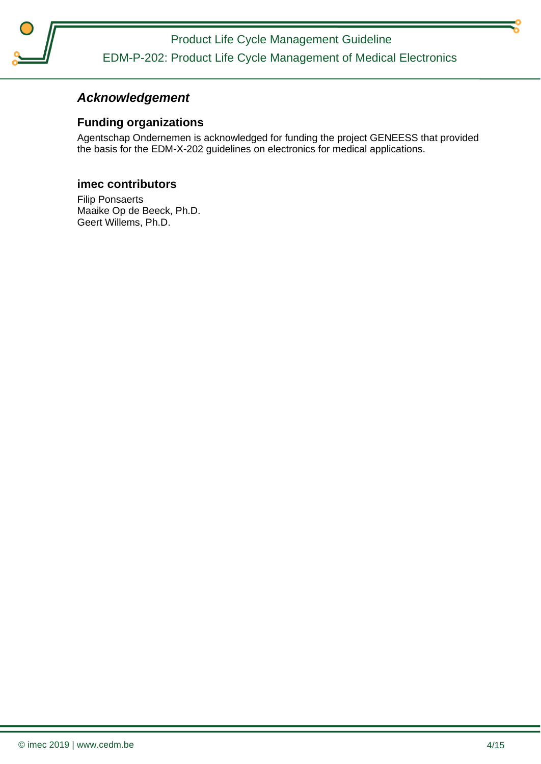## ***Acknowledgement***

### Funding organizations

Agentschap Ondernemen is acknowledged for funding the project GENEESS that provided the basis for the EDM-X-202 guidelines on electronics for medical applications.

### imec contributors

Filip Ponsaerts
Maaike Op de Beeck, Ph.D.
Geert Willems, Ph.D.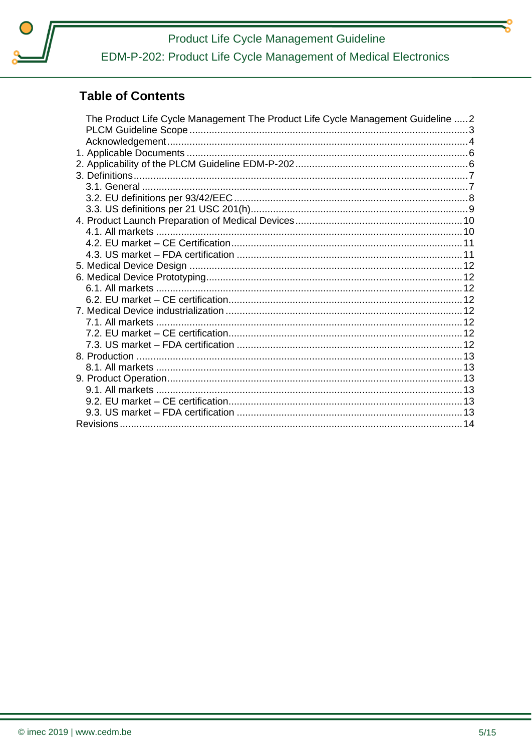## Table of Contents

The Product Life Cycle Management The Product Life Cycle Management Guideline ..... 2
PLCM Guideline Scope ..... 3
Acknowledgement ..... 4
1. Applicable Documents ..... 6
2. Applicability of the PLCM Guideline EDM-P-202 ..... 6
3. Definitions ..... 7
3.1. General ..... 7
3.2. EU definitions per 93/42/EEC ..... 8
3.3. US definitions per 21 USC 201(h) ..... 9
4. Product Launch Preparation of Medical Devices ..... 10
4.1. All markets ..... 10
4.2. EU market – CE Certification ..... 11
4.3. US market – FDA certification ..... 11
5. Medical Device Design ..... 12
6. Medical Device Prototyping ..... 12
6.1. All markets ..... 12
6.2. EU market – CE certification ..... 12
7. Medical Device industrialization ..... 12
7.1. All markets ..... 12
7.2. EU market – CE certification ..... 12
7.3. US market – FDA certification ..... 12
8. Production ..... 13
8.1. All markets ..... 13
9. Product Operation ..... 13
9.1. All markets ..... 13
9.2. EU market – CE certification ..... 13
9.3. US market – FDA certification ..... 13
Revisions ..... 14